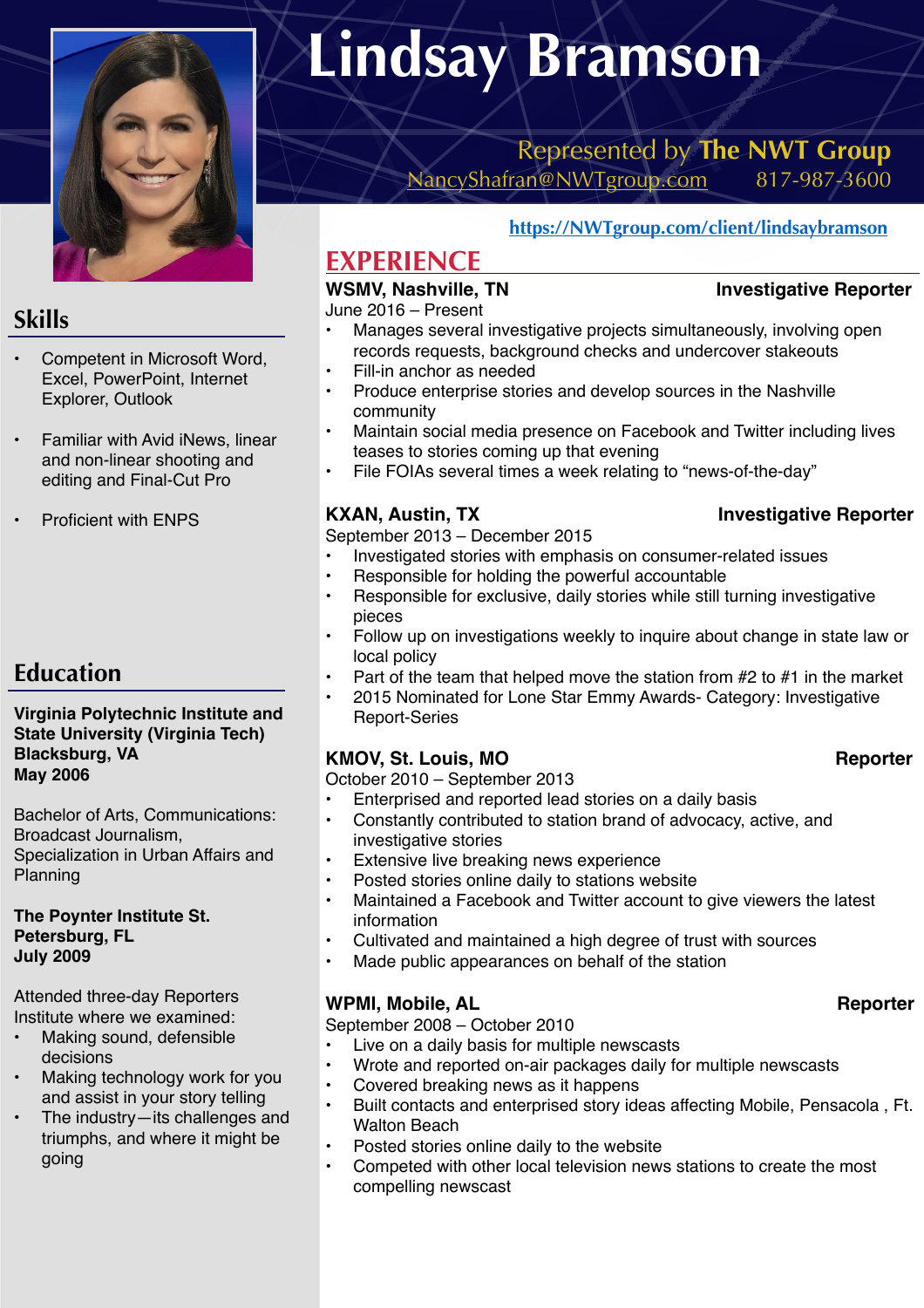# Lindsay Bramson

Represented by **The NWT Group**
NancyShafran@NWTgroup.com 817-987-3600

https://NWTgroup.com/client/lindsaybramson

## Skills

- Competent in Microsoft Word, Excel, PowerPoint, Internet Explorer, Outlook
- Familiar with Avid iNews, linear and non-linear shooting and editing and Final-Cut Pro
- Proficient with ENPS

## Education

**Virginia Polytechnic Institute and State University (Virginia Tech)**
**Blacksburg, VA**
**May 2006**

Bachelor of Arts, Communications: Broadcast Journalism, Specialization in Urban Affairs and Planning

**The Poynter Institute St. Petersburg, FL**
**July 2009**

Attended three-day Reporters Institute where we examined:

- Making sound, defensible decisions
- Making technology work for you and assist in your story telling
- The industry—its challenges and triumphs, and where it might be going

## EXPERIENCE

**WSMV, Nashville, TN** — **Investigative Reporter**
June 2016 – Present

- Manages several investigative projects simultaneously, involving open records requests, background checks and undercover stakeouts
- Fill-in anchor as needed
- Produce enterprise stories and develop sources in the Nashville community
- Maintain social media presence on Facebook and Twitter including lives teases to stories coming up that evening
- File FOIAs several times a week relating to "news-of-the-day"

**KXAN, Austin, TX** — **Investigative Reporter**
September 2013 – December 2015

- Investigated stories with emphasis on consumer-related issues
- Responsible for holding the powerful accountable
- Responsible for exclusive, daily stories while still turning investigative pieces
- Follow up on investigations weekly to inquire about change in state law or local policy
- Part of the team that helped move the station from #2 to #1 in the market
- 2015 Nominated for Lone Star Emmy Awards- Category: Investigative Report-Series

**KMOV, St. Louis, MO** — **Reporter**
October 2010 – September 2013

- Enterprised and reported lead stories on a daily basis
- Constantly contributed to station brand of advocacy, active, and investigative stories
- Extensive live breaking news experience
- Posted stories online daily to stations website
- Maintained a Facebook and Twitter account to give viewers the latest information
- Cultivated and maintained a high degree of trust with sources
- Made public appearances on behalf of the station

**WPMI, Mobile, AL** — **Reporter**
September 2008 – October 2010

- Live on a daily basis for multiple newscasts
- Wrote and reported on-air packages daily for multiple newscasts
- Covered breaking news as it happens
- Built contacts and enterprised story ideas affecting Mobile, Pensacola , Ft. Walton Beach
- Posted stories online daily to the website
- Competed with other local television news stations to create the most compelling newscast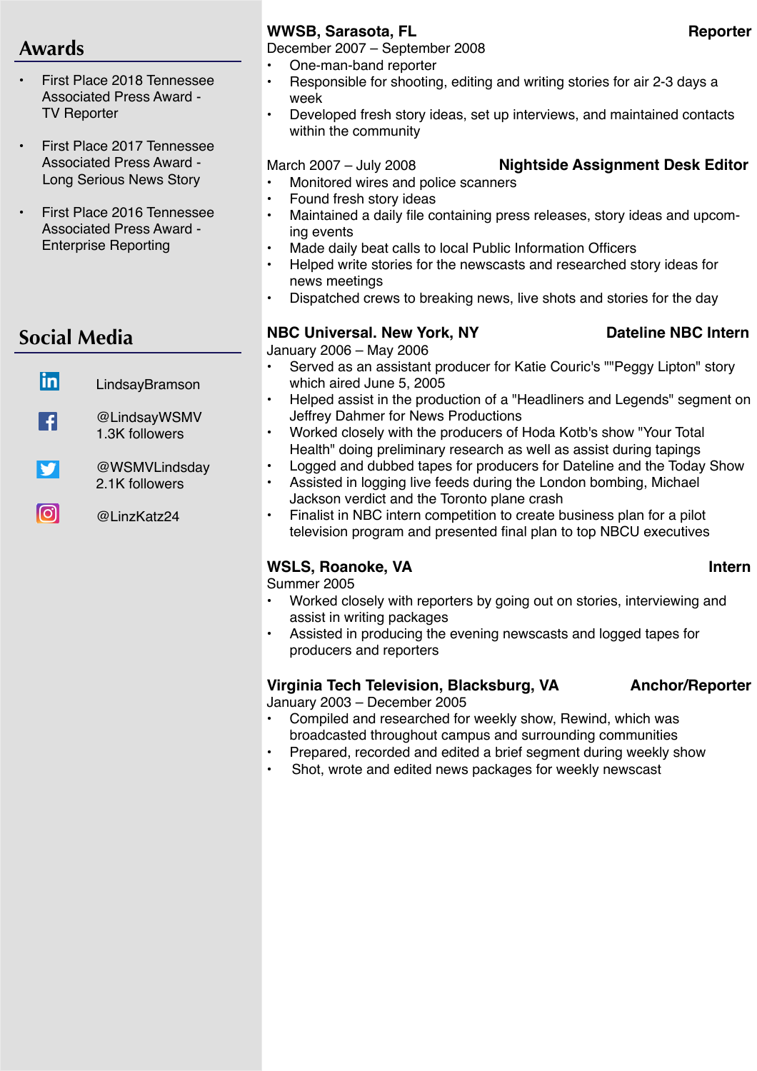## Awards

- First Place 2018 Tennessee Associated Press Award - TV Reporter
- First Place 2017 Tennessee Associated Press Award - Long Serious News Story
- First Place 2016 Tennessee Associated Press Award - Enterprise Reporting

## Social Media

LindsayBramson

@LindsayWSMV
1.3K followers

@WSMVLindsday
2.1K followers

@LinzKatz24

**WWSB, Sarasota, FL** — **Reporter**
December 2007 – September 2008

- One-man-band reporter
- Responsible for shooting, editing and writing stories for air 2-3 days a week
- Developed fresh story ideas, set up interviews, and maintained contacts within the community

March 2007 – July 2008 — **Nightside Assignment Desk Editor**

- Monitored wires and police scanners
- Found fresh story ideas
- Maintained a daily file containing press releases, story ideas and upcoming events
- Made daily beat calls to local Public Information Officers
- Helped write stories for the newscasts and researched story ideas for news meetings
- Dispatched crews to breaking news, live shots and stories for the day

**NBC Universal. New York, NY** — **Dateline NBC Intern**
January 2006 – May 2006

- Served as an assistant producer for Katie Couric's ""Peggy Lipton" story which aired June 5, 2005
- Helped assist in the production of a "Headliners and Legends" segment on Jeffrey Dahmer for News Productions
- Worked closely with the producers of Hoda Kotb's show "Your Total Health" doing preliminary research as well as assist during tapings
- Logged and dubbed tapes for producers for Dateline and the Today Show
- Assisted in logging live feeds during the London bombing, Michael Jackson verdict and the Toronto plane crash
- Finalist in NBC intern competition to create business plan for a pilot television program and presented final plan to top NBCU executives

**WSLS, Roanoke, VA** — **Intern**
Summer 2005

- Worked closely with reporters by going out on stories, interviewing and assist in writing packages
- Assisted in producing the evening newscasts and logged tapes for producers and reporters

**Virginia Tech Television, Blacksburg, VA** — **Anchor/Reporter**
January 2003 – December 2005

- Compiled and researched for weekly show, Rewind, which was broadcasted throughout campus and surrounding communities
- Prepared, recorded and edited a brief segment during weekly show
- Shot, wrote and edited news packages for weekly newscast